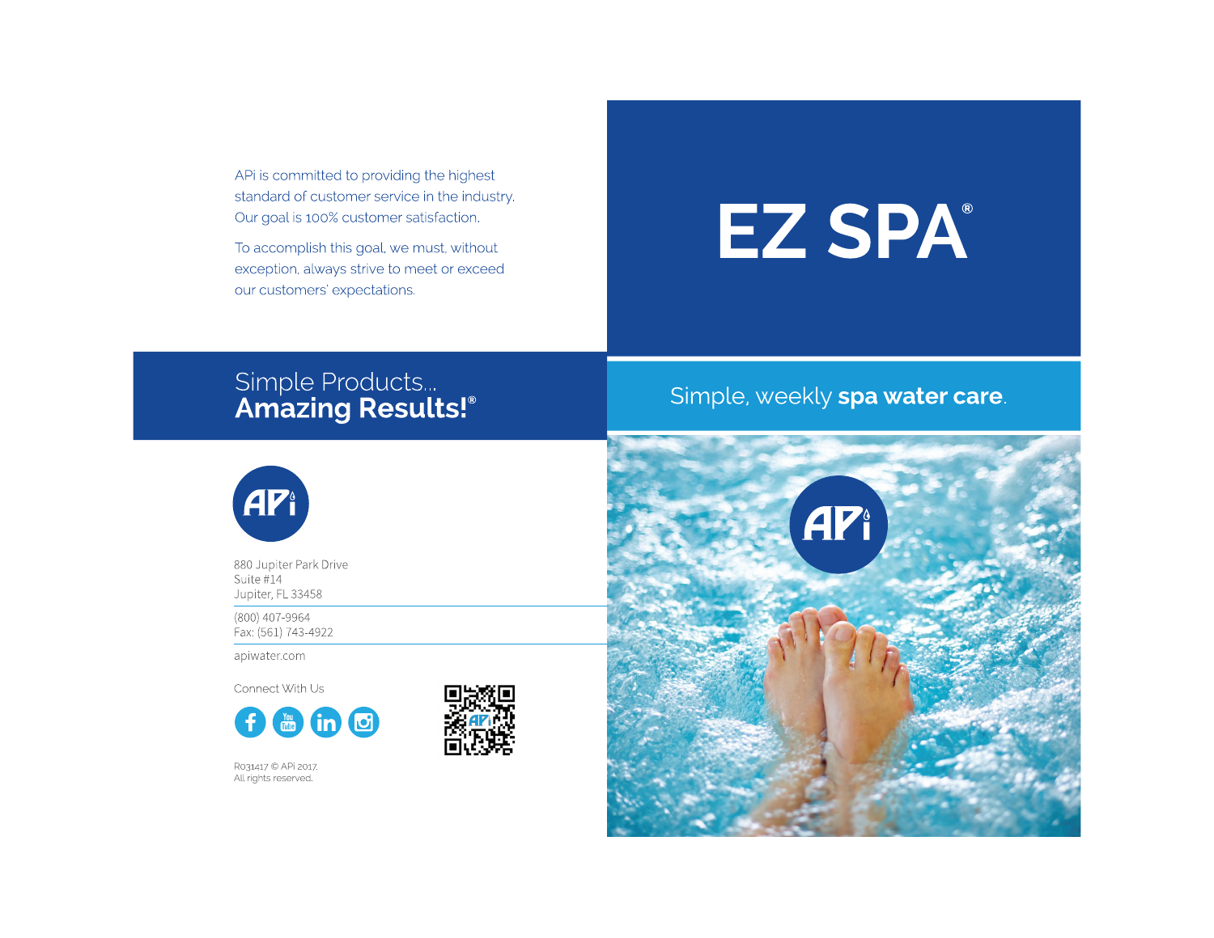APi is committed to providing the highest standard of customer service in the industry. Our goal is 100% customer satisfaction.

To accomplish this goal, we must, without exception, always strive to meet or exceed our customers' expectations.

## Simple Products...
## **Amazing Results!®**

APi

880 Jupiter Park Drive
Suite #14
Jupiter, FL 33458

(800) 407-9964
Fax: (561) 743-4922

apiwater.com

Connect With Us

R031417 © APi 2017.
All rights reserved.

# EZ SPA®

Simple, weekly **spa water care**.

APi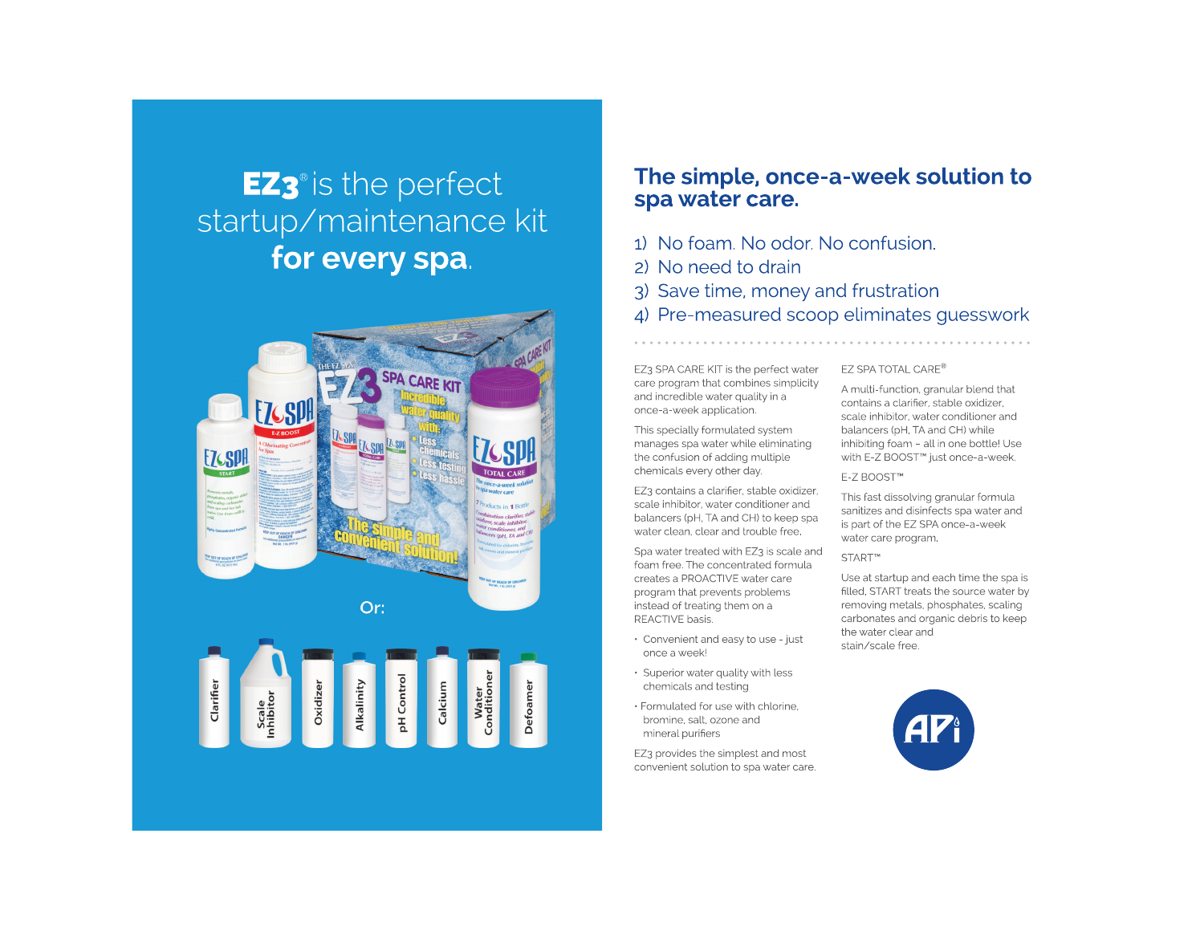**EZ3**® is the perfect startup/maintenance kit **for every spa**.

Or:

Clarifier

Scale Inhibitor

Oxidizer

Alkalinity

pH Control

Calcium

Water Conditioner

Defoamer

## The simple, once-a-week solution to spa water care.

1) No foam. No odor. No confusion.
2) No need to drain
3) Save time, money and frustration
4) Pre-measured scoop eliminates guesswork

EZ3 SPA CARE KIT is the perfect water care program that combines simplicity and incredible water quality in a once-a-week application.

This specially formulated system manages spa water while eliminating the confusion of adding multiple chemicals every other day.

EZ3 contains a clarifier, stable oxidizer, scale inhibitor, water conditioner and balancers (pH, TA and CH) to keep spa water clean, clear and trouble free.

Spa water treated with EZ3 is scale and foam free. The concentrated formula creates a PROACTIVE water care program that prevents problems instead of treating them on a REACTIVE basis.

- Convenient and easy to use - just once a week!
- Superior water quality with less chemicals and testing
- Formulated for use with chlorine, bromine, salt, ozone and mineral purifiers

EZ3 provides the simplest and most convenient solution to spa water care.

EZ SPA TOTAL CARE®

A multi-function, granular blend that contains a clarifier, stable oxidizer, scale inhibitor, water conditioner and balancers (pH, TA and CH) while inhibiting foam - all in one bottle! Use with E-Z BOOST™ just once-a-week.

E-Z BOOST™

This fast dissolving granular formula sanitizes and disinfects spa water and is part of the EZ SPA once-a-week water care program.

START™

Use at startup and each time the spa is filled, START treats the source water by removing metals, phosphates, scaling carbonates and organic debris to keep the water clear and stain/scale free.

APi